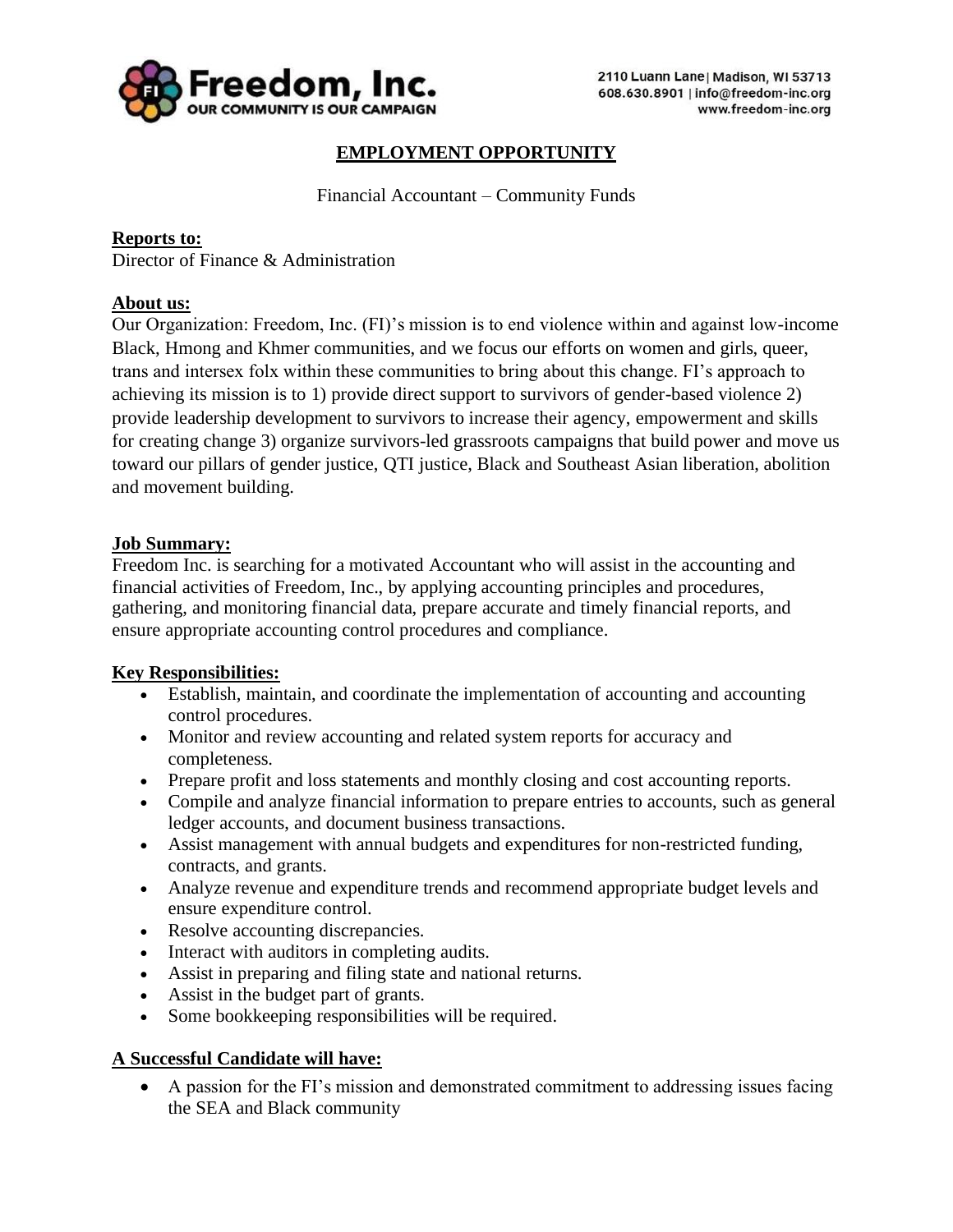**Freedom, Inc.**
OUR COMMUNITY IS OUR CAMPAIGN

2110 Luann Lane | Madison, WI 53713
608.630.8901 | info@freedom-inc.org
www.freedom-inc.org

# EMPLOYMENT OPPORTUNITY

Financial Accountant – Community Funds

## Reports to:

Director of Finance & Administration

## About us:

Our Organization: Freedom, Inc. (FI)'s mission is to end violence within and against low-income Black, Hmong and Khmer communities, and we focus our efforts on women and girls, queer, trans and intersex folx within these communities to bring about this change. FI's approach to achieving its mission is to 1) provide direct support to survivors of gender-based violence 2) provide leadership development to survivors to increase their agency, empowerment and skills for creating change 3) organize survivors-led grassroots campaigns that build power and move us toward our pillars of gender justice, QTI justice, Black and Southeast Asian liberation, abolition and movement building.

## Job Summary:

Freedom Inc. is searching for a motivated Accountant who will assist in the accounting and financial activities of Freedom, Inc., by applying accounting principles and procedures, gathering, and monitoring financial data, prepare accurate and timely financial reports, and ensure appropriate accounting control procedures and compliance.

## Key Responsibilities:

- Establish, maintain, and coordinate the implementation of accounting and accounting control procedures.
- Monitor and review accounting and related system reports for accuracy and completeness.
- Prepare profit and loss statements and monthly closing and cost accounting reports.
- Compile and analyze financial information to prepare entries to accounts, such as general ledger accounts, and document business transactions.
- Assist management with annual budgets and expenditures for non-restricted funding, contracts, and grants.
- Analyze revenue and expenditure trends and recommend appropriate budget levels and ensure expenditure control.
- Resolve accounting discrepancies.
- Interact with auditors in completing audits.
- Assist in preparing and filing state and national returns.
- Assist in the budget part of grants.
- Some bookkeeping responsibilities will be required.

## A Successful Candidate will have:

- A passion for the FI's mission and demonstrated commitment to addressing issues facing the SEA and Black community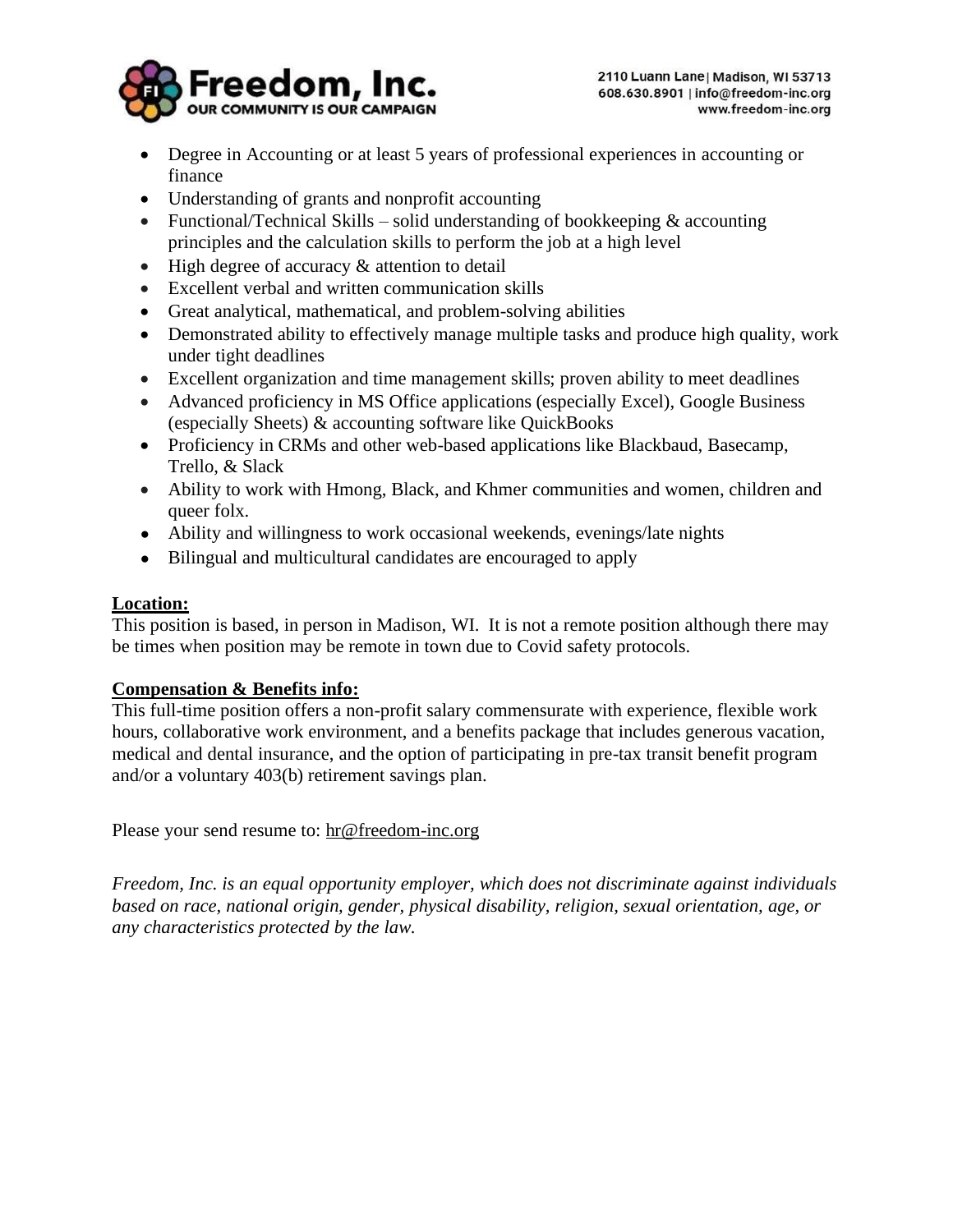- Degree in Accounting or at least 5 years of professional experiences in accounting or finance
- Understanding of grants and nonprofit accounting
- Functional/Technical Skills – solid understanding of bookkeeping & accounting principles and the calculation skills to perform the job at a high level
- High degree of accuracy & attention to detail
- Excellent verbal and written communication skills
- Great analytical, mathematical, and problem-solving abilities
- Demonstrated ability to effectively manage multiple tasks and produce high quality, work under tight deadlines
- Excellent organization and time management skills; proven ability to meet deadlines
- Advanced proficiency in MS Office applications (especially Excel), Google Business (especially Sheets) & accounting software like QuickBooks
- Proficiency in CRMs and other web-based applications like Blackbaud, Basecamp, Trello, & Slack
- Ability to work with Hmong, Black, and Khmer communities and women, children and queer folx.
- Ability and willingness to work occasional weekends, evenings/late nights
- Bilingual and multicultural candidates are encouraged to apply

**Location:**

This position is based, in person in Madison, WI. It is not a remote position although there may be times when position may be remote in town due to Covid safety protocols.

**Compensation & Benefits info:**

This full-time position offers a non-profit salary commensurate with experience, flexible work hours, collaborative work environment, and a benefits package that includes generous vacation, medical and dental insurance, and the option of participating in pre-tax transit benefit program and/or a voluntary 403(b) retirement savings plan.

Please your send resume to: hr@freedom-inc.org

*Freedom, Inc. is an equal opportunity employer, which does not discriminate against individuals based on race, national origin, gender, physical disability, religion, sexual orientation, age, or any characteristics protected by the law.*